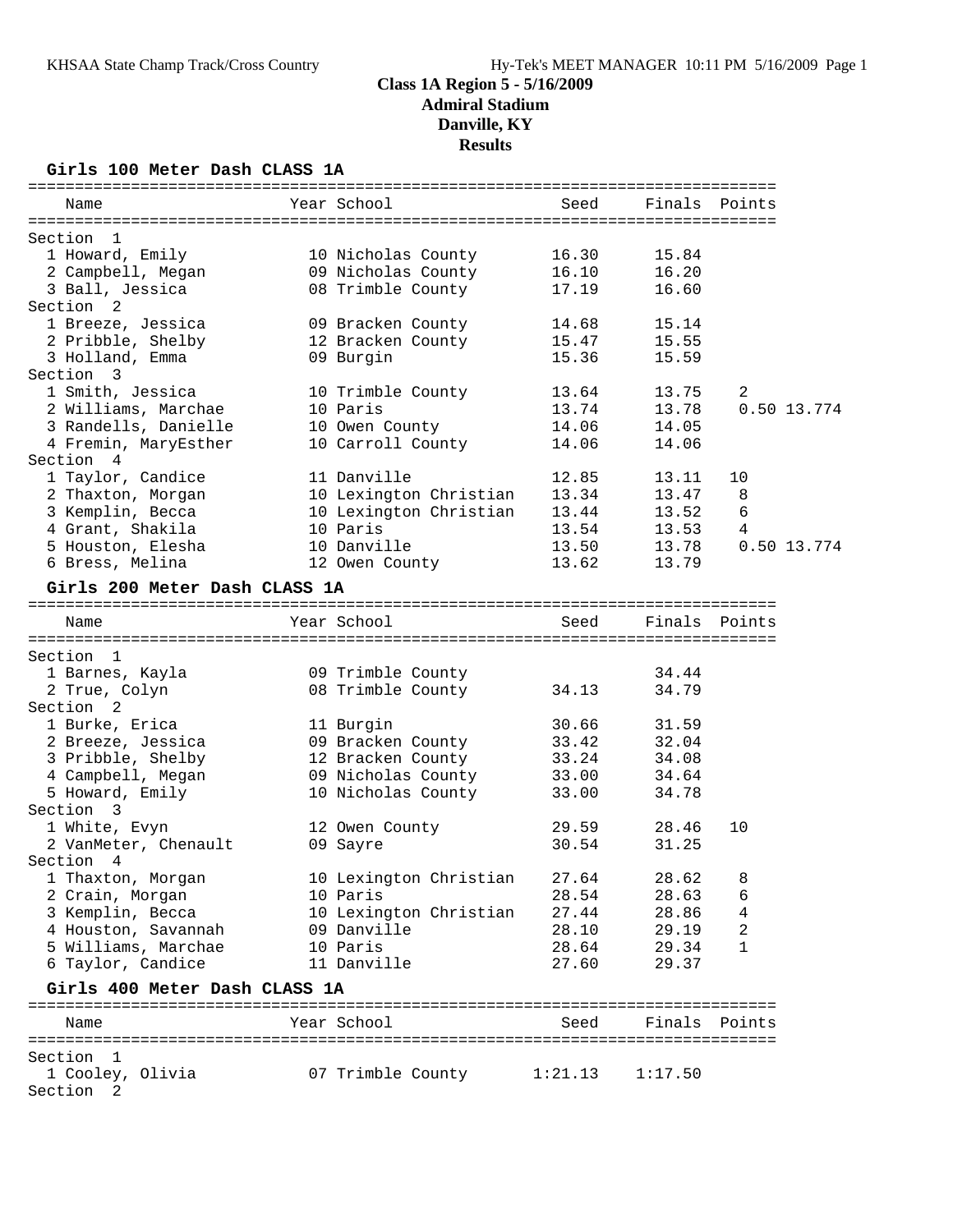KHSAA State Champ Track/Cross Country — Hy-Tek's MEET MANAGER 10:11 PM 5/16/2009

# Class 1A Region 5 - 5/16/2009
## Admiral Stadium
## Danville, KY
## Results

### Girls 100 Meter Dash CLASS 1A

| Name | Year | School | Seed | Finals | Points |
|---|---|---|---|---|---|
| **Section 1** | | | | | |
| 1 Howard, Emily | 10 | Nicholas County | 16.30 | 15.84 | |
| 2 Campbell, Megan | 09 | Nicholas County | 16.10 | 16.20 | |
| 3 Ball, Jessica | 08 | Trimble County | 17.19 | 16.60 | |
| **Section 2** | | | | | |
| 1 Breeze, Jessica | 09 | Bracken County | 14.68 | 15.14 | |
| 2 Pribble, Shelby | 12 | Bracken County | 15.47 | 15.55 | |
| 3 Holland, Emma | 09 | Burgin | 15.36 | 15.59 | |
| **Section 3** | | | | | |
| 1 Smith, Jessica | 10 | Trimble County | 13.64 | 13.75 | 2 |
| 2 Williams, Marchae | 10 | Paris | 13.74 | 13.78 | 0.50 13.774 |
| 3 Randells, Danielle | 10 | Owen County | 14.06 | 14.05 | |
| 4 Fremin, MaryEsther | 10 | Carroll County | 14.06 | 14.06 | |
| **Section 4** | | | | | |
| 1 Taylor, Candice | 11 | Danville | 12.85 | 13.11 | 10 |
| 2 Thaxton, Morgan | 10 | Lexington Christian | 13.34 | 13.47 | 8 |
| 3 Kemplin, Becca | 10 | Lexington Christian | 13.44 | 13.52 | 6 |
| 4 Grant, Shakila | 10 | Paris | 13.54 | 13.53 | 4 |
| 5 Houston, Elesha | 10 | Danville | 13.50 | 13.78 | 0.50 13.774 |
| 6 Bress, Melina | 12 | Owen County | 13.62 | 13.79 | |

### Girls 200 Meter Dash CLASS 1A

| Name | Year | School | Seed | Finals | Points |
|---|---|---|---|---|---|
| **Section 1** | | | | | |
| 1 Barnes, Kayla | 09 | Trimble County | | 34.44 | |
| 2 True, Colyn | 08 | Trimble County | 34.13 | 34.79 | |
| **Section 2** | | | | | |
| 1 Burke, Erica | 11 | Burgin | 30.66 | 31.59 | |
| 2 Breeze, Jessica | 09 | Bracken County | 33.42 | 32.04 | |
| 3 Pribble, Shelby | 12 | Bracken County | 33.24 | 34.08 | |
| 4 Campbell, Megan | 09 | Nicholas County | 33.00 | 34.64 | |
| 5 Howard, Emily | 10 | Nicholas County | 33.00 | 34.78 | |
| **Section 3** | | | | | |
| 1 White, Evyn | 12 | Owen County | 29.59 | 28.46 | 10 |
| 2 VanMeter, Chenault | 09 | Sayre | 30.54 | 31.25 | |
| **Section 4** | | | | | |
| 1 Thaxton, Morgan | 10 | Lexington Christian | 27.64 | 28.62 | 8 |
| 2 Crain, Morgan | 10 | Paris | 28.54 | 28.63 | 6 |
| 3 Kemplin, Becca | 10 | Lexington Christian | 27.44 | 28.86 | 4 |
| 4 Houston, Savannah | 09 | Danville | 28.10 | 29.19 | 2 |
| 5 Williams, Marchae | 10 | Paris | 28.64 | 29.34 | 1 |
| 6 Taylor, Candice | 11 | Danville | 27.60 | 29.37 | |

### Girls 400 Meter Dash CLASS 1A

| Name | Year | School | Seed | Finals | Points |
|---|---|---|---|---|---|
| **Section 1** | | | | | |
| 1 Cooley, Olivia | 07 | Trimble County | 1:21.13 | 1:17.50 | |
| **Section 2** | | | | | |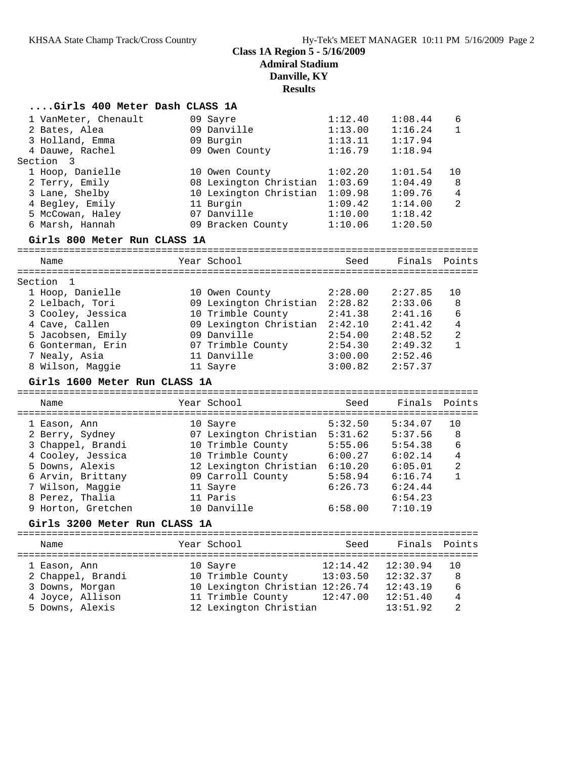**Class 1A Region 5 - 5/16/2009**
**Admiral Stadium**
**Danville, KY**
**Results**

### ....Girls 400 Meter Dash CLASS 1A

| Place | Name | Year | School | Seed | Finals | Points |
|---|---|---|---|---|---|---|
| 1 | VanMeter, Chenault | 09 | Sayre | 1:12.40 | 1:08.44 | 6 |
| 2 | Bates, Alea | 09 | Danville | 1:13.00 | 1:16.24 | 1 |
| 3 | Holland, Emma | 09 | Burgin | 1:13.11 | 1:17.94 | |
| 4 | Dauwe, Rachel | 09 | Owen County | 1:16.79 | 1:18.94 | |
| **Section 3** | | | | | | |
| 1 | Hoop, Danielle | 10 | Owen County | 1:02.20 | 1:01.54 | 10 |
| 2 | Terry, Emily | 08 | Lexington Christian | 1:03.69 | 1:04.49 | 8 |
| 3 | Lane, Shelby | 10 | Lexington Christian | 1:09.98 | 1:09.76 | 4 |
| 4 | Begley, Emily | 11 | Burgin | 1:09.42 | 1:14.00 | 2 |
| 5 | McCowan, Haley | 07 | Danville | 1:10.00 | 1:18.42 | |
| 6 | Marsh, Hannah | 09 | Bracken County | 1:10.06 | 1:20.50 | |

### Girls 800 Meter Run CLASS 1A

| Place | Name | Year | School | Seed | Finals | Points |
|---|---|---|---|---|---|---|
| **Section 1** | | | | | | |
| 1 | Hoop, Danielle | 10 | Owen County | 2:28.00 | 2:27.85 | 10 |
| 2 | Lelbach, Tori | 09 | Lexington Christian | 2:28.82 | 2:33.06 | 8 |
| 3 | Cooley, Jessica | 10 | Trimble County | 2:41.38 | 2:41.16 | 6 |
| 4 | Cave, Callen | 09 | Lexington Christian | 2:42.10 | 2:41.42 | 4 |
| 5 | Jacobsen, Emily | 09 | Danville | 2:54.00 | 2:48.52 | 2 |
| 6 | Gonterman, Erin | 07 | Trimble County | 2:54.30 | 2:49.32 | 1 |
| 7 | Nealy, Asia | 11 | Danville | 3:00.00 | 2:52.46 | |
| 8 | Wilson, Maggie | 11 | Sayre | 3:00.82 | 2:57.37 | |

### Girls 1600 Meter Run CLASS 1A

| Place | Name | Year | School | Seed | Finals | Points |
|---|---|---|---|---|---|---|
| 1 | Eason, Ann | 10 | Sayre | 5:32.50 | 5:34.07 | 10 |
| 2 | Berry, Sydney | 07 | Lexington Christian | 5:31.62 | 5:37.56 | 8 |
| 3 | Chappel, Brandi | 10 | Trimble County | 5:55.06 | 5:54.38 | 6 |
| 4 | Cooley, Jessica | 10 | Trimble County | 6:00.27 | 6:02.14 | 4 |
| 5 | Downs, Alexis | 12 | Lexington Christian | 6:10.20 | 6:05.01 | 2 |
| 6 | Arvin, Brittany | 09 | Carroll County | 5:58.94 | 6:16.74 | 1 |
| 7 | Wilson, Maggie | 11 | Sayre | 6:26.73 | 6:24.44 | |
| 8 | Perez, Thalia | 11 | Paris | | 6:54.23 | |
| 9 | Horton, Gretchen | 10 | Danville | 6:58.00 | 7:10.19 | |

### Girls 3200 Meter Run CLASS 1A

| Place | Name | Year | School | Seed | Finals | Points |
|---|---|---|---|---|---|---|
| 1 | Eason, Ann | 10 | Sayre | 12:14.42 | 12:30.94 | 10 |
| 2 | Chappel, Brandi | 10 | Trimble County | 13:03.50 | 12:32.37 | 8 |
| 3 | Downs, Morgan | 10 | Lexington Christian | 12:26.74 | 12:43.19 | 6 |
| 4 | Joyce, Allison | 11 | Trimble County | 12:47.00 | 12:51.40 | 4 |
| 5 | Downs, Alexis | 12 | Lexington Christian | | 13:51.92 | 2 |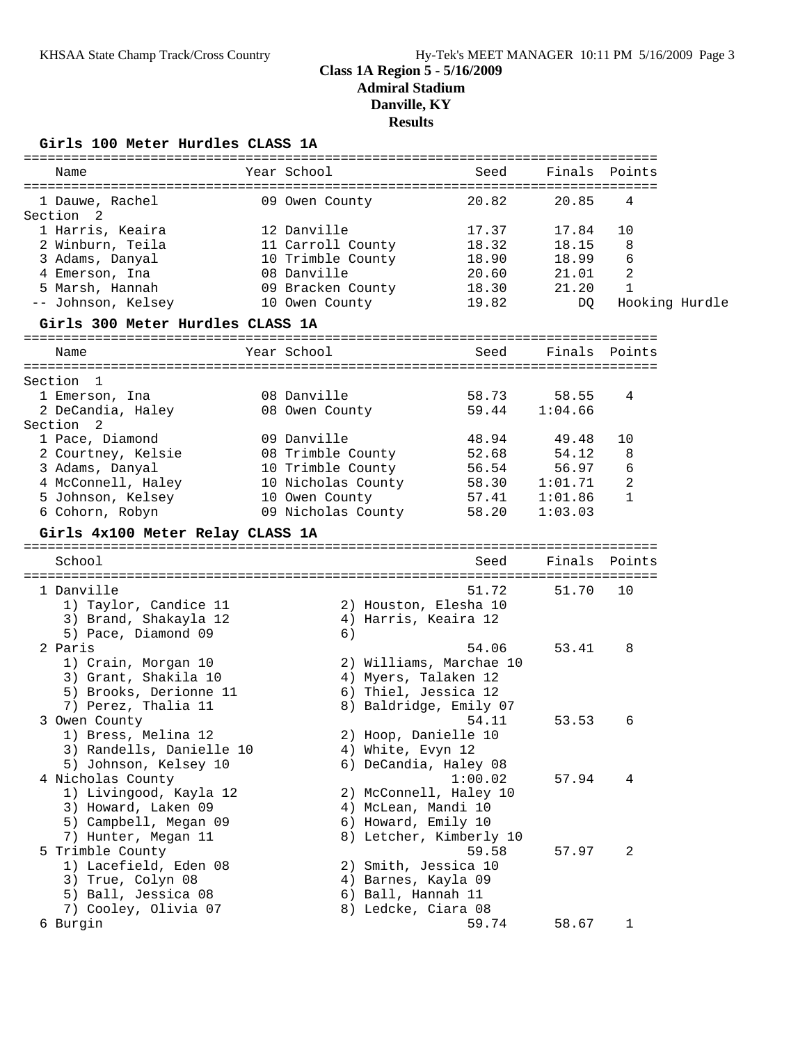**Class 1A Region 5 - 5/16/2009**
**Admiral Stadium**
**Danville, KY**
**Results**

### Girls 100 Meter Hurdles CLASS 1A

| Place | Name | Year | School | Seed | Finals | Points |
|---|---|---|---|---|---|---|
| 1 | Dauwe, Rachel | 09 | Owen County | 20.82 | 20.85 | 4 |
| **Section 2** | | | | | | |
| 1 | Harris, Keaira | 12 | Danville | 17.37 | 17.84 | 10 |
| 2 | Winburn, Teila | 11 | Carroll County | 18.32 | 18.15 | 8 |
| 3 | Adams, Danyal | 10 | Trimble County | 18.90 | 18.99 | 6 |
| 4 | Emerson, Ina | 08 | Danville | 20.60 | 21.01 | 2 |
| 5 | Marsh, Hannah | 09 | Bracken County | 18.30 | 21.20 | 1 |
| -- | Johnson, Kelsey | 10 | Owen County | 19.82 | DQ | Hooking Hurdle |

### Girls 300 Meter Hurdles CLASS 1A

| Place | Name | Year | School | Seed | Finals | Points |
|---|---|---|---|---|---|---|
| **Section 1** | | | | | | |
| 1 | Emerson, Ina | 08 | Danville | 58.73 | 58.55 | 4 |
| 2 | DeCandia, Haley | 08 | Owen County | 59.44 | 1:04.66 | |
| **Section 2** | | | | | | |
| 1 | Pace, Diamond | 09 | Danville | 48.94 | 49.48 | 10 |
| 2 | Courtney, Kelsie | 08 | Trimble County | 52.68 | 54.12 | 8 |
| 3 | Adams, Danyal | 10 | Trimble County | 56.54 | 56.97 | 6 |
| 4 | McConnell, Haley | 10 | Nicholas County | 58.30 | 1:01.71 | 2 |
| 5 | Johnson, Kelsey | 10 | Owen County | 57.41 | 1:01.86 | 1 |
| 6 | Cohorn, Robyn | 09 | Nicholas County | 58.20 | 1:03.03 | |

### Girls 4x100 Meter Relay CLASS 1A

| Place | School | Seed | Finals | Points |
|---|---|---|---|---|
| 1 | Danville | 51.72 | 51.70 | 10 |
| | 1) Taylor, Candice 11; 2) Houston, Elesha 10; 3) Brand, Shakayla 12; 4) Harris, Keaira 12; 5) Pace, Diamond 09; 6) | | | |
| 2 | Paris | 54.06 | 53.41 | 8 |
| | 1) Crain, Morgan 10; 2) Williams, Marchae 10; 3) Grant, Shakila 10; 4) Myers, Talaken 12; 5) Brooks, Derionne 11; 6) Thiel, Jessica 12; 7) Perez, Thalia 11; 8) Baldridge, Emily 07 | | | |
| 3 | Owen County | 54.11 | 53.53 | 6 |
| | 1) Bress, Melina 12; 2) Hoop, Danielle 10; 3) Randells, Danielle 10; 4) White, Evyn 12; 5) Johnson, Kelsey 10; 6) DeCandia, Haley 08 | | | |
| 4 | Nicholas County | 1:00.02 | 57.94 | 4 |
| | 1) Livingood, Kayla 12; 2) McConnell, Haley 10; 3) Howard, Laken 09; 4) McLean, Mandi 10; 5) Campbell, Megan 09; 6) Howard, Emily 10; 7) Hunter, Megan 11; 8) Letcher, Kimberly 10 | | | |
| 5 | Trimble County | 59.58 | 57.97 | 2 |
| | 1) Lacefield, Eden 08; 2) Smith, Jessica 10; 3) True, Colyn 08; 4) Barnes, Kayla 09; 5) Ball, Jessica 08; 6) Ball, Hannah 11; 7) Cooley, Olivia 07; 8) Ledcke, Ciara 08 | | | |
| 6 | Burgin | 59.74 | 58.67 | 1 |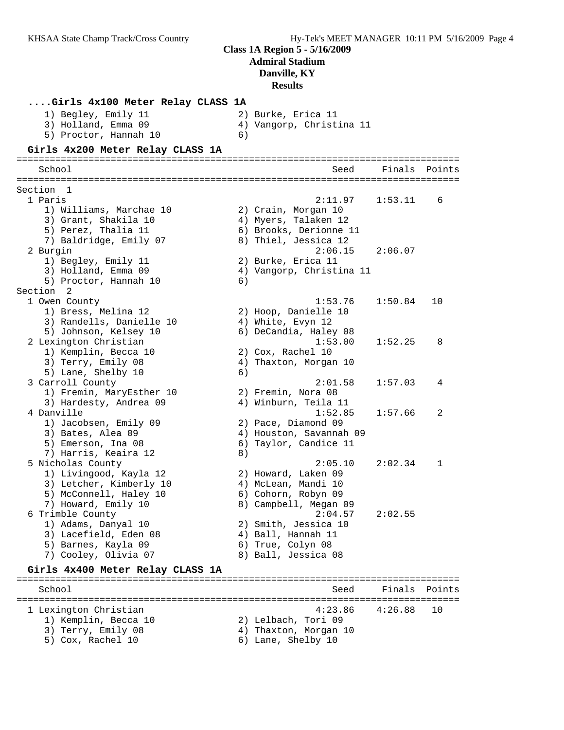## Class 1A Region 5 - 5/16/2009
## Admiral Stadium
## Danville, KY
## Results

### ....Girls 4x100 Meter Relay CLASS 1A

1) Begley, Emily 11 — 2) Burke, Erica 11
3) Holland, Emma 09 — 4) Vangorp, Christina 11
5) Proctor, Hannah 10 — 6)

### Girls 4x200 Meter Relay CLASS 1A

| School | Seed | Finals | Points |
|---|---|---|---|
| **Section 1** | | | |
| 1 Paris | 2:11.97 | 1:53.11 | 6 |
| 1) Williams, Marchae 10; 2) Crain, Morgan 10; 3) Grant, Shakila 10; 4) Myers, Talaken 12; 5) Perez, Thalia 11; 6) Brooks, Derionne 11; 7) Baldridge, Emily 07; 8) Thiel, Jessica 12 | | | |
| 2 Burgin | 2:06.15 | 2:06.07 | |
| 1) Begley, Emily 11; 2) Burke, Erica 11; 3) Holland, Emma 09; 4) Vangorp, Christina 11; 5) Proctor, Hannah 10; 6) | | | |
| **Section 2** | | | |
| 1 Owen County | 1:53.76 | 1:50.84 | 10 |
| 1) Bress, Melina 12; 2) Hoop, Danielle 10; 3) Randells, Danielle 10; 4) White, Evyn 12; 5) Johnson, Kelsey 10; 6) DeCandia, Haley 08 | | | |
| 2 Lexington Christian | 1:53.00 | 1:52.25 | 8 |
| 1) Kemplin, Becca 10; 2) Cox, Rachel 10; 3) Terry, Emily 08; 4) Thaxton, Morgan 10; 5) Lane, Shelby 10; 6) | | | |
| 3 Carroll County | 2:01.58 | 1:57.03 | 4 |
| 1) Fremin, MaryEsther 10; 2) Fremin, Nora 08; 3) Hardesty, Andrea 09; 4) Winburn, Teila 11 | | | |
| 4 Danville | 1:52.85 | 1:57.66 | 2 |
| 1) Jacobsen, Emily 09; 2) Pace, Diamond 09; 3) Bates, Alea 09; 4) Houston, Savannah 09; 5) Emerson, Ina 08; 6) Taylor, Candice 11; 7) Harris, Keaira 12; 8) | | | |
| 5 Nicholas County | 2:05.10 | 2:02.34 | 1 |
| 1) Livingood, Kayla 12; 2) Howard, Laken 09; 3) Letcher, Kimberly 10; 4) McLean, Mandi 10; 5) McConnell, Haley 10; 6) Cohorn, Robyn 09; 7) Howard, Emily 10; 8) Campbell, Megan 09 | | | |
| 6 Trimble County | 2:04.57 | 2:02.55 | |
| 1) Adams, Danyal 10; 2) Smith, Jessica 10; 3) Lacefield, Eden 08; 4) Ball, Hannah 11; 5) Barnes, Kayla 09; 6) True, Colyn 08; 7) Cooley, Olivia 07; 8) Ball, Jessica 08 | | | |

### Girls 4x400 Meter Relay CLASS 1A

| School | Seed | Finals | Points |
|---|---|---|---|
| 1 Lexington Christian | 4:23.86 | 4:26.88 | 10 |
| 1) Kemplin, Becca 10; 2) Lelbach, Tori 09; 3) Terry, Emily 08; 4) Thaxton, Morgan 10; 5) Cox, Rachel 10; 6) Lane, Shelby 10 | | | |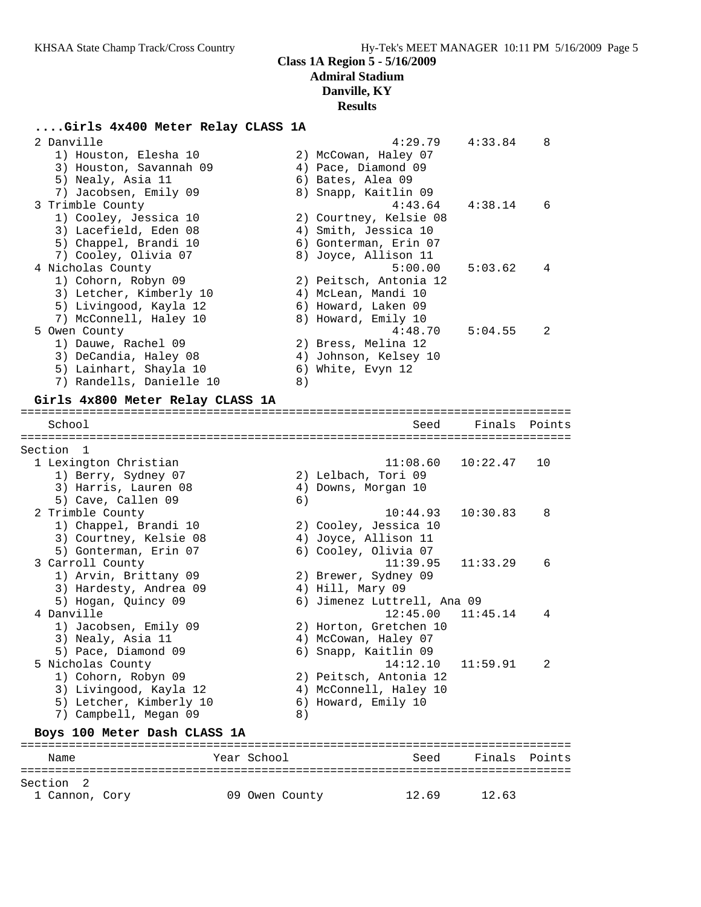**Class 1A Region 5 - 5/16/2009**
**Admiral Stadium**
**Danville, KY**
**Results**

### ....Girls 4x400 Meter Relay CLASS 1A

```
  2 Danville                                          4:29.79    4:33.84    8
     1) Houston, Elesha 10              2) McCowan, Haley 07
     3) Houston, Savannah 09            4) Pace, Diamond 09
     5) Nealy, Asia 11                  6) Bates, Alea 09
     7) Jacobsen, Emily 09              8) Snapp, Kaitlin 09
  3 Trimble County                                    4:43.64    4:38.14    6
     1) Cooley, Jessica 10              2) Courtney, Kelsie 08
     3) Lacefield, Eden 08              4) Smith, Jessica 10
     5) Chappel, Brandi 10              6) Gonterman, Erin 07
     7) Cooley, Olivia 07               8) Joyce, Allison 11
  4 Nicholas County                                   5:00.00    5:03.62    4
     1) Cohorn, Robyn 09                2) Peitsch, Antonia 12
     3) Letcher, Kimberly 10            4) McLean, Mandi 10
     5) Livingood, Kayla 12             6) Howard, Laken 09
     7) McConnell, Haley 10             8) Howard, Emily 10
  5 Owen County                                       4:48.70    5:04.55    2
     1) Dauwe, Rachel 09                2) Bress, Melina 12
     3) DeCandia, Haley 08              4) Johnson, Kelsey 10
     5) Lainhart, Shayla 10             6) White, Evyn 12
     7) Randells, Danielle 10           8)
```

### Girls 4x800 Meter Relay CLASS 1A

```
================================================================================
    School                                               Seed     Finals  Points
================================================================================
Section  1
  1 Lexington Christian                              11:08.60   10:22.47   10
     1) Berry, Sydney 07                2) Lelbach, Tori 09
     3) Harris, Lauren 08               4) Downs, Morgan 10
     5) Cave, Callen 09                 6)
  2 Trimble County                                   10:44.93   10:30.83    8
     1) Chappel, Brandi 10              2) Cooley, Jessica 10
     3) Courtney, Kelsie 08             4) Joyce, Allison 11
     5) Gonterman, Erin 07              6) Cooley, Olivia 07
  3 Carroll County                                   11:39.95   11:33.29    6
     1) Arvin, Brittany 09              2) Brewer, Sydney 09
     3) Hardesty, Andrea 09             4) Hill, Mary 09
     5) Hogan, Quincy 09                6) Jimenez Luttrell, Ana 09
  4 Danville                                         12:45.00   11:45.14    4
     1) Jacobsen, Emily 09              2) Horton, Gretchen 10
     3) Nealy, Asia 11                  4) McCowan, Haley 07
     5) Pace, Diamond 09                6) Snapp, Kaitlin 09
  5 Nicholas County                                  14:12.10   11:59.91    2
     1) Cohorn, Robyn 09                2) Peitsch, Antonia 12
     3) Livingood, Kayla 12             4) McConnell, Haley 10
     5) Letcher, Kimberly 10            6) Howard, Emily 10
     7) Campbell, Megan 09              8)
```

### Boys 100 Meter Dash CLASS 1A

```
================================================================================
    Name                    Year School                  Seed     Finals  Points
================================================================================
Section  2
  1 Cannon, Cory              09 Owen County            12.69      12.63
```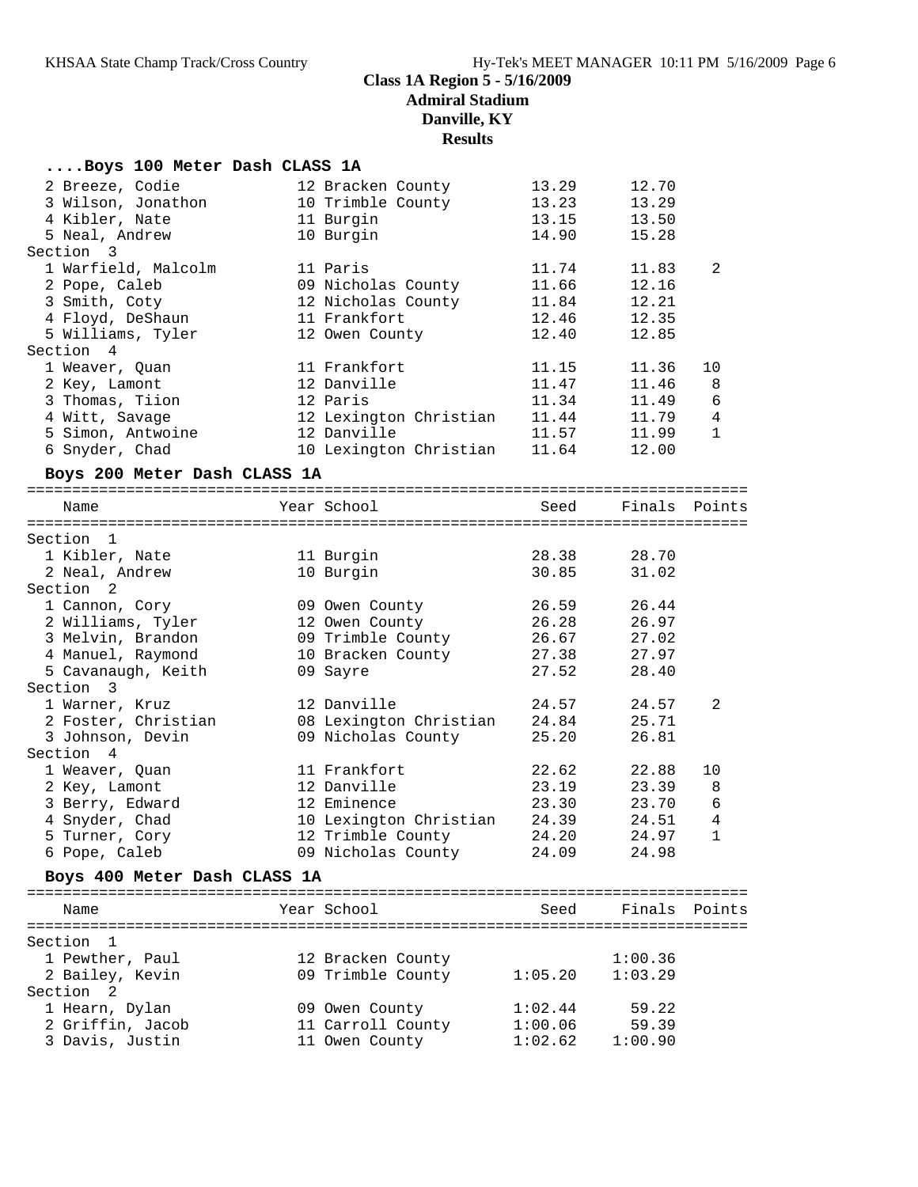**Class 1A Region 5 - 5/16/2009**
**Admiral Stadium**
**Danville, KY**
**Results**

### ....Boys 100 Meter Dash CLASS 1A

| Name | Year | School | Seed | Finals | Points |
|---|---|---|---|---|---|
| 2 Breeze, Codie | 12 | Bracken County | 13.29 | 12.70 | |
| 3 Wilson, Jonathon | 10 | Trimble County | 13.23 | 13.29 | |
| 4 Kibler, Nate | 11 | Burgin | 13.15 | 13.50 | |
| 5 Neal, Andrew | 10 | Burgin | 14.90 | 15.28 | |
| **Section 3** | | | | | |
| 1 Warfield, Malcolm | 11 | Paris | 11.74 | 11.83 | 2 |
| 2 Pope, Caleb | 09 | Nicholas County | 11.66 | 12.16 | |
| 3 Smith, Coty | 12 | Nicholas County | 11.84 | 12.21 | |
| 4 Floyd, DeShaun | 11 | Frankfort | 12.46 | 12.35 | |
| 5 Williams, Tyler | 12 | Owen County | 12.40 | 12.85 | |
| **Section 4** | | | | | |
| 1 Weaver, Quan | 11 | Frankfort | 11.15 | 11.36 | 10 |
| 2 Key, Lamont | 12 | Danville | 11.47 | 11.46 | 8 |
| 3 Thomas, Tiion | 12 | Paris | 11.34 | 11.49 | 6 |
| 4 Witt, Savage | 12 | Lexington Christian | 11.44 | 11.79 | 4 |
| 5 Simon, Antwoine | 12 | Danville | 11.57 | 11.99 | 1 |
| 6 Snyder, Chad | 10 | Lexington Christian | 11.64 | 12.00 | |

### Boys 200 Meter Dash CLASS 1A

| Name | Year | School | Seed | Finals | Points |
|---|---|---|---|---|---|
| **Section 1** | | | | | |
| 1 Kibler, Nate | 11 | Burgin | 28.38 | 28.70 | |
| 2 Neal, Andrew | 10 | Burgin | 30.85 | 31.02 | |
| **Section 2** | | | | | |
| 1 Cannon, Cory | 09 | Owen County | 26.59 | 26.44 | |
| 2 Williams, Tyler | 12 | Owen County | 26.28 | 26.97 | |
| 3 Melvin, Brandon | 09 | Trimble County | 26.67 | 27.02 | |
| 4 Manuel, Raymond | 10 | Bracken County | 27.38 | 27.97 | |
| 5 Cavanaugh, Keith | 09 | Sayre | 27.52 | 28.40 | |
| **Section 3** | | | | | |
| 1 Warner, Kruz | 12 | Danville | 24.57 | 24.57 | 2 |
| 2 Foster, Christian | 08 | Lexington Christian | 24.84 | 25.71 | |
| 3 Johnson, Devin | 09 | Nicholas County | 25.20 | 26.81 | |
| **Section 4** | | | | | |
| 1 Weaver, Quan | 11 | Frankfort | 22.62 | 22.88 | 10 |
| 2 Key, Lamont | 12 | Danville | 23.19 | 23.39 | 8 |
| 3 Berry, Edward | 12 | Eminence | 23.30 | 23.70 | 6 |
| 4 Snyder, Chad | 10 | Lexington Christian | 24.39 | 24.51 | 4 |
| 5 Turner, Cory | 12 | Trimble County | 24.20 | 24.97 | 1 |
| 6 Pope, Caleb | 09 | Nicholas County | 24.09 | 24.98 | |

### Boys 400 Meter Dash CLASS 1A

| Name | Year | School | Seed | Finals | Points |
|---|---|---|---|---|---|
| **Section 1** | | | | | |
| 1 Pewther, Paul | 12 | Bracken County | | 1:00.36 | |
| 2 Bailey, Kevin | 09 | Trimble County | 1:05.20 | 1:03.29 | |
| **Section 2** | | | | | |
| 1 Hearn, Dylan | 09 | Owen County | 1:02.44 | 59.22 | |
| 2 Griffin, Jacob | 11 | Carroll County | 1:00.06 | 59.39 | |
| 3 Davis, Justin | 11 | Owen County | 1:02.62 | 1:00.90 | |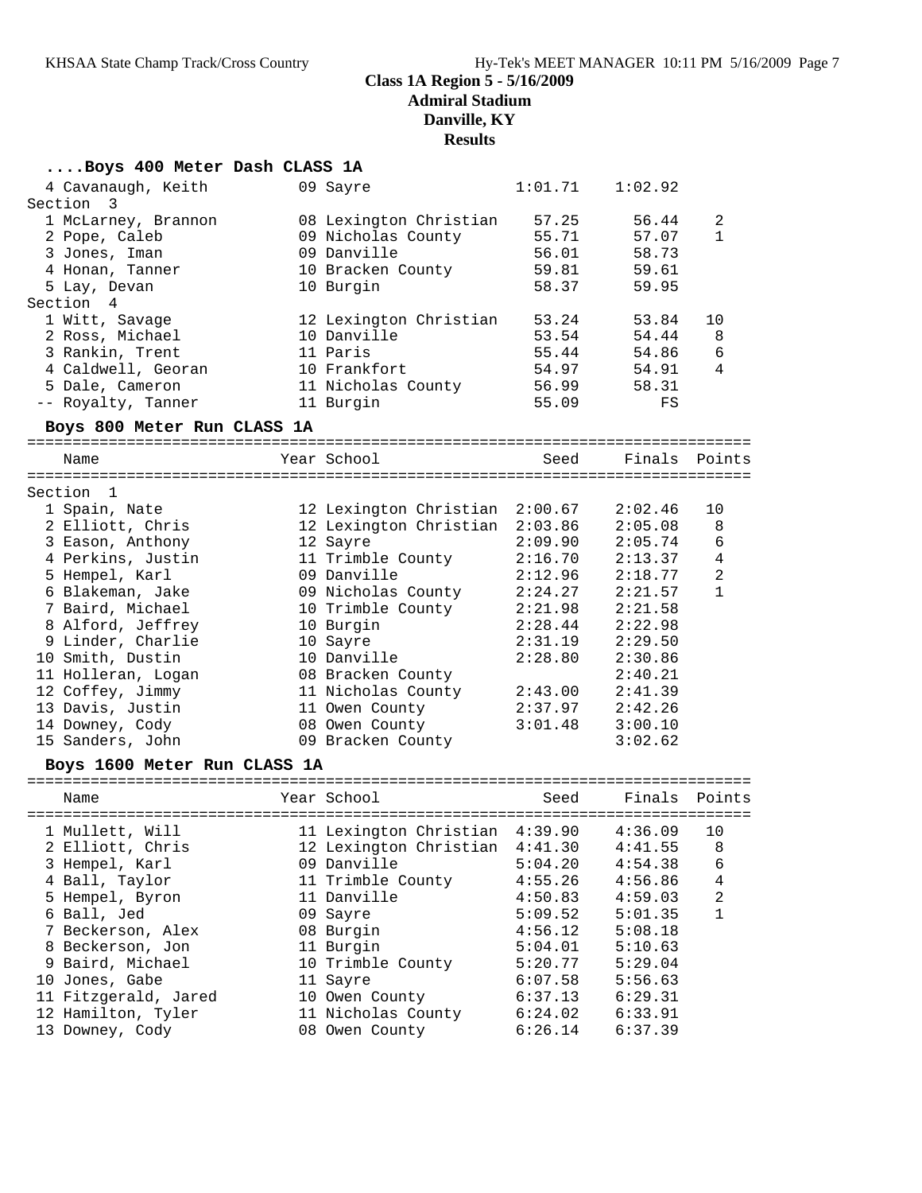## Class 1A Region 5 - 5/16/2009
### Admiral Stadium
### Danville, KY
### Results

### ....Boys 400 Meter Dash CLASS 1A

| Place | Name | Year | School | Seed | Finals | Points |
|---|---|---|---|---|---|---|
| 4 | Cavanaugh, Keith | 09 | Sayre | 1:01.71 | 1:02.92 | |
| **Section 3** | | | | | | |
| 1 | McLarney, Brannon | 08 | Lexington Christian | 57.25 | 56.44 | 2 |
| 2 | Pope, Caleb | 09 | Nicholas County | 55.71 | 57.07 | 1 |
| 3 | Jones, Iman | 09 | Danville | 56.01 | 58.73 | |
| 4 | Honan, Tanner | 10 | Bracken County | 59.81 | 59.61 | |
| 5 | Lay, Devan | 10 | Burgin | 58.37 | 59.95 | |
| **Section 4** | | | | | | |
| 1 | Witt, Savage | 12 | Lexington Christian | 53.24 | 53.84 | 10 |
| 2 | Ross, Michael | 10 | Danville | 53.54 | 54.44 | 8 |
| 3 | Rankin, Trent | 11 | Paris | 55.44 | 54.86 | 6 |
| 4 | Caldwell, Georan | 10 | Frankfort | 54.97 | 54.91 | 4 |
| 5 | Dale, Cameron | 11 | Nicholas County | 56.99 | 58.31 | |
| -- | Royalty, Tanner | 11 | Burgin | 55.09 | FS | |

### Boys 800 Meter Run CLASS 1A

| Place | Name | Year | School | Seed | Finals | Points |
|---|---|---|---|---|---|---|
| **Section 1** | | | | | | |
| 1 | Spain, Nate | 12 | Lexington Christian | 2:00.67 | 2:02.46 | 10 |
| 2 | Elliott, Chris | 12 | Lexington Christian | 2:03.86 | 2:05.08 | 8 |
| 3 | Eason, Anthony | 12 | Sayre | 2:09.90 | 2:05.74 | 6 |
| 4 | Perkins, Justin | 11 | Trimble County | 2:16.70 | 2:13.37 | 4 |
| 5 | Hempel, Karl | 09 | Danville | 2:12.96 | 2:18.77 | 2 |
| 6 | Blakeman, Jake | 09 | Nicholas County | 2:24.27 | 2:21.57 | 1 |
| 7 | Baird, Michael | 10 | Trimble County | 2:21.98 | 2:21.58 | |
| 8 | Alford, Jeffrey | 10 | Burgin | 2:28.44 | 2:22.98 | |
| 9 | Linder, Charlie | 10 | Sayre | 2:31.19 | 2:29.50 | |
| 10 | Smith, Dustin | 10 | Danville | 2:28.80 | 2:30.86 | |
| 11 | Holleran, Logan | 08 | Bracken County | | 2:40.21 | |
| 12 | Coffey, Jimmy | 11 | Nicholas County | 2:43.00 | 2:41.39 | |
| 13 | Davis, Justin | 11 | Owen County | 2:37.97 | 2:42.26 | |
| 14 | Downey, Cody | 08 | Owen County | 3:01.48 | 3:00.10 | |
| 15 | Sanders, John | 09 | Bracken County | | 3:02.62 | |

### Boys 1600 Meter Run CLASS 1A

| Place | Name | Year | School | Seed | Finals | Points |
|---|---|---|---|---|---|---|
| 1 | Mullett, Will | 11 | Lexington Christian | 4:39.90 | 4:36.09 | 10 |
| 2 | Elliott, Chris | 12 | Lexington Christian | 4:41.30 | 4:41.55 | 8 |
| 3 | Hempel, Karl | 09 | Danville | 5:04.20 | 4:54.38 | 6 |
| 4 | Ball, Taylor | 11 | Trimble County | 4:55.26 | 4:56.86 | 4 |
| 5 | Hempel, Byron | 11 | Danville | 4:50.83 | 4:59.03 | 2 |
| 6 | Ball, Jed | 09 | Sayre | 5:09.52 | 5:01.35 | 1 |
| 7 | Beckerson, Alex | 08 | Burgin | 4:56.12 | 5:08.18 | |
| 8 | Beckerson, Jon | 11 | Burgin | 5:04.01 | 5:10.63 | |
| 9 | Baird, Michael | 10 | Trimble County | 5:20.77 | 5:29.04 | |
| 10 | Jones, Gabe | 11 | Sayre | 6:07.58 | 5:56.63 | |
| 11 | Fitzgerald, Jared | 10 | Owen County | 6:37.13 | 6:29.31 | |
| 12 | Hamilton, Tyler | 11 | Nicholas County | 6:24.02 | 6:33.91 | |
| 13 | Downey, Cody | 08 | Owen County | 6:26.14 | 6:37.39 | |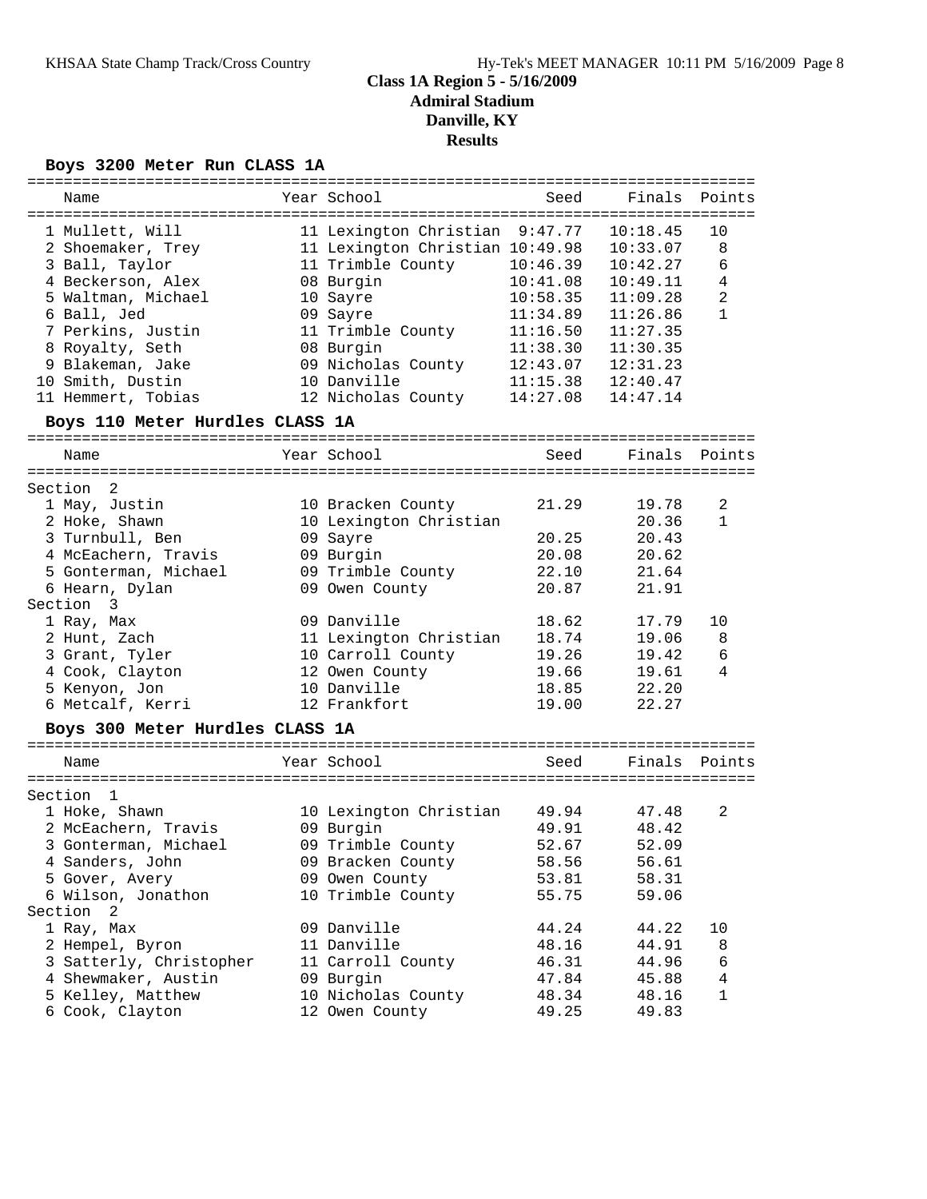## Class 1A Region 5 - 5/16/2009
## Admiral Stadium
## Danville, KY
## Results

### Boys 3200 Meter Run CLASS 1A

| Place | Name | Year | School | Seed | Finals | Points |
|---|---|---|---|---|---|---|
| 1 | Mullett, Will | 11 | Lexington Christian | 9:47.77 | 10:18.45 | 10 |
| 2 | Shoemaker, Trey | 11 | Lexington Christian | 10:49.98 | 10:33.07 | 8 |
| 3 | Ball, Taylor | 11 | Trimble County | 10:46.39 | 10:42.27 | 6 |
| 4 | Beckerson, Alex | 08 | Burgin | 10:41.08 | 10:49.11 | 4 |
| 5 | Waltman, Michael | 10 | Sayre | 10:58.35 | 11:09.28 | 2 |
| 6 | Ball, Jed | 09 | Sayre | 11:34.89 | 11:26.86 | 1 |
| 7 | Perkins, Justin | 11 | Trimble County | 11:16.50 | 11:27.35 | |
| 8 | Royalty, Seth | 08 | Burgin | 11:38.30 | 11:30.35 | |
| 9 | Blakeman, Jake | 09 | Nicholas County | 12:43.07 | 12:31.23 | |
| 10 | Smith, Dustin | 10 | Danville | 11:15.38 | 12:40.47 | |
| 11 | Hemmert, Tobias | 12 | Nicholas County | 14:27.08 | 14:47.14 | |

### Boys 110 Meter Hurdles CLASS 1A

| Place | Name | Year | School | Seed | Finals | Points |
|---|---|---|---|---|---|---|
| **Section 2** | | | | | | |
| 1 | May, Justin | 10 | Bracken County | 21.29 | 19.78 | 2 |
| 2 | Hoke, Shawn | 10 | Lexington Christian | | 20.36 | 1 |
| 3 | Turnbull, Ben | 09 | Sayre | 20.25 | 20.43 | |
| 4 | McEachern, Travis | 09 | Burgin | 20.08 | 20.62 | |
| 5 | Gonterman, Michael | 09 | Trimble County | 22.10 | 21.64 | |
| 6 | Hearn, Dylan | 09 | Owen County | 20.87 | 21.91 | |
| **Section 3** | | | | | | |
| 1 | Ray, Max | 09 | Danville | 18.62 | 17.79 | 10 |
| 2 | Hunt, Zach | 11 | Lexington Christian | 18.74 | 19.06 | 8 |
| 3 | Grant, Tyler | 10 | Carroll County | 19.26 | 19.42 | 6 |
| 4 | Cook, Clayton | 12 | Owen County | 19.66 | 19.61 | 4 |
| 5 | Kenyon, Jon | 10 | Danville | 18.85 | 22.20 | |
| 6 | Metcalf, Kerri | 12 | Frankfort | 19.00 | 22.27 | |

### Boys 300 Meter Hurdles CLASS 1A

| Place | Name | Year | School | Seed | Finals | Points |
|---|---|---|---|---|---|---|
| **Section 1** | | | | | | |
| 1 | Hoke, Shawn | 10 | Lexington Christian | 49.94 | 47.48 | 2 |
| 2 | McEachern, Travis | 09 | Burgin | 49.91 | 48.42 | |
| 3 | Gonterman, Michael | 09 | Trimble County | 52.67 | 52.09 | |
| 4 | Sanders, John | 09 | Bracken County | 58.56 | 56.61 | |
| 5 | Gover, Avery | 09 | Owen County | 53.81 | 58.31 | |
| 6 | Wilson, Jonathon | 10 | Trimble County | 55.75 | 59.06 | |
| **Section 2** | | | | | | |
| 1 | Ray, Max | 09 | Danville | 44.24 | 44.22 | 10 |
| 2 | Hempel, Byron | 11 | Danville | 48.16 | 44.91 | 8 |
| 3 | Satterly, Christopher | 11 | Carroll County | 46.31 | 44.96 | 6 |
| 4 | Shewmaker, Austin | 09 | Burgin | 47.84 | 45.88 | 4 |
| 5 | Kelley, Matthew | 10 | Nicholas County | 48.34 | 48.16 | 1 |
| 6 | Cook, Clayton | 12 | Owen County | 49.25 | 49.83 | |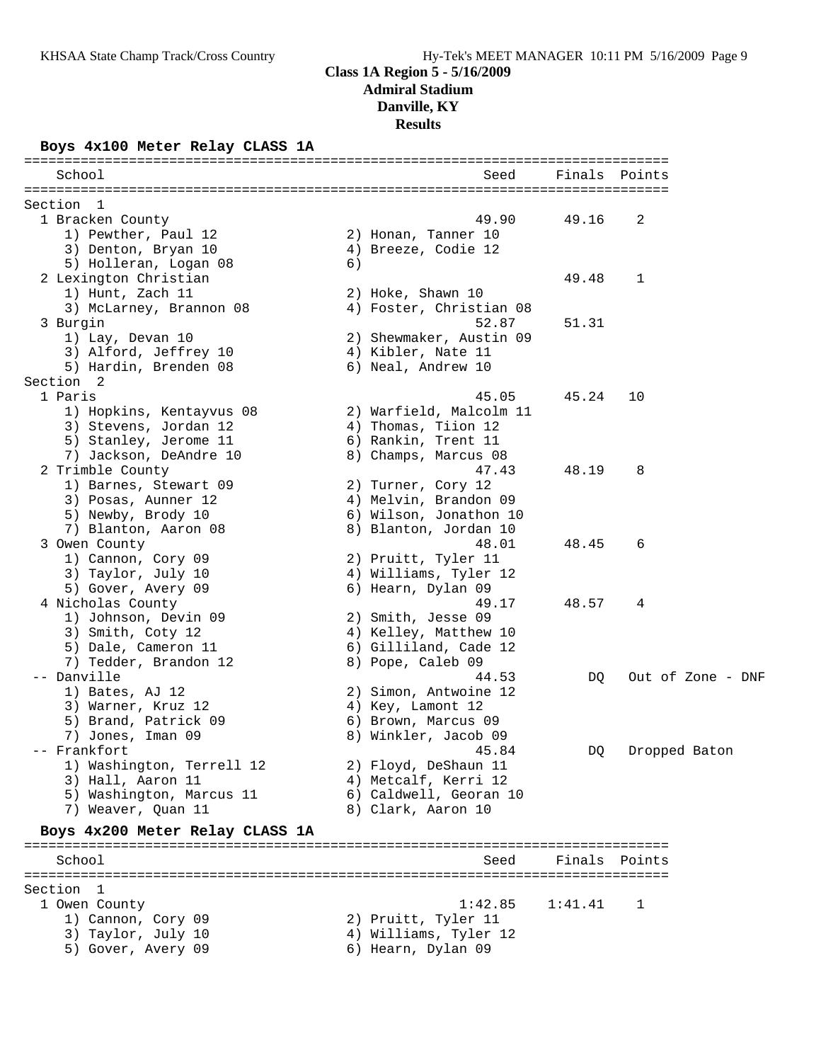## Class 1A Region 5 - 5/16/2009
## Admiral Stadium
## Danville, KY
## Results

### Boys 4x100 Meter Relay CLASS 1A

| School | Seed | Finals | Points |
|---|---|---|---|
| **Section 1** | | | |
| 1 Bracken County | 49.90 | 49.16 | 2 |
| 1) Pewther, Paul 12; 2) Honan, Tanner 10; 3) Denton, Bryan 10; 4) Breeze, Codie 12; 5) Holleran, Logan 08; 6) | | | |
| 2 Lexington Christian | | 49.48 | 1 |
| 1) Hunt, Zach 11; 2) Hoke, Shawn 10; 3) McLarney, Brannon 08; 4) Foster, Christian 08 | | | |
| 3 Burgin | 52.87 | 51.31 | |
| 1) Lay, Devan 10; 2) Shewmaker, Austin 09; 3) Alford, Jeffrey 10; 4) Kibler, Nate 11; 5) Hardin, Brenden 08; 6) Neal, Andrew 10 | | | |
| **Section 2** | | | |
| 1 Paris | 45.05 | 45.24 | 10 |
| 1) Hopkins, Kentayvus 08; 2) Warfield, Malcolm 11; 3) Stevens, Jordan 12; 4) Thomas, Tiion 12; 5) Stanley, Jerome 11; 6) Rankin, Trent 11; 7) Jackson, DeAndre 10; 8) Champs, Marcus 08 | | | |
| 2 Trimble County | 47.43 | 48.19 | 8 |
| 1) Barnes, Stewart 09; 2) Turner, Cory 12; 3) Posas, Aunner 12; 4) Melvin, Brandon 09; 5) Newby, Brody 10; 6) Wilson, Jonathon 10; 7) Blanton, Aaron 08; 8) Blanton, Jordan 10 | | | |
| 3 Owen County | 48.01 | 48.45 | 6 |
| 1) Cannon, Cory 09; 2) Pruitt, Tyler 11; 3) Taylor, July 10; 4) Williams, Tyler 12; 5) Gover, Avery 09; 6) Hearn, Dylan 09 | | | |
| 4 Nicholas County | 49.17 | 48.57 | 4 |
| 1) Johnson, Devin 09; 2) Smith, Jesse 09; 3) Smith, Coty 12; 4) Kelley, Matthew 10; 5) Dale, Cameron 11; 6) Gilliland, Cade 12; 7) Tedder, Brandon 12; 8) Pope, Caleb 09 | | | |
| -- Danville | 44.53 | DQ | Out of Zone - DNF |
| 1) Bates, AJ 12; 2) Simon, Antwoine 12; 3) Warner, Kruz 12; 4) Key, Lamont 12; 5) Brand, Patrick 09; 6) Brown, Marcus 09; 7) Jones, Iman 09; 8) Winkler, Jacob 09 | | | |
| -- Frankfort | 45.84 | DQ | Dropped Baton |
| 1) Washington, Terrell 12; 2) Floyd, DeShaun 11; 3) Hall, Aaron 11; 4) Metcalf, Kerri 12; 5) Washington, Marcus 11; 6) Caldwell, Georan 10; 7) Weaver, Quan 11; 8) Clark, Aaron 10 | | | |

### Boys 4x200 Meter Relay CLASS 1A

| School | Seed | Finals | Points |
|---|---|---|---|
| **Section 1** | | | |
| 1 Owen County | 1:42.85 | 1:41.41 | 1 |
| 1) Cannon, Cory 09; 2) Pruitt, Tyler 11; 3) Taylor, July 10; 4) Williams, Tyler 12; 5) Gover, Avery 09; 6) Hearn, Dylan 09 | | | |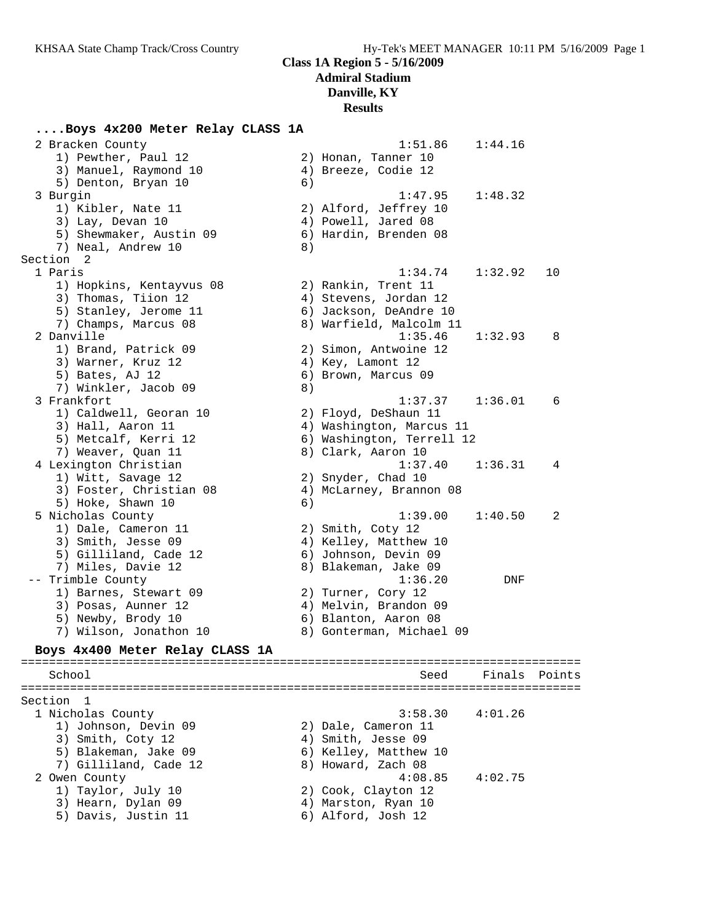**Class 1A Region 5 - 5/16/2009**
**Admiral Stadium**
**Danville, KY**
**Results**

### ....Boys 4x200 Meter Relay CLASS 1A

```
  2 Bracken County                                    1:51.86    1:44.16
     1) Pewther, Paul 12               2) Honan, Tanner 10
     3) Manuel, Raymond 10             4) Breeze, Codie 12
     5) Denton, Bryan 10               6)
  3 Burgin                                            1:47.95    1:48.32
     1) Kibler, Nate 11                2) Alford, Jeffrey 10
     3) Lay, Devan 10                  4) Powell, Jared 08
     5) Shewmaker, Austin 09           6) Hardin, Brenden 08
     7) Neal, Andrew 10                8)
Section  2
  1 Paris                                             1:34.74    1:32.92   10
     1) Hopkins, Kentayvus 08          2) Rankin, Trent 11
     3) Thomas, Tiion 12               4) Stevens, Jordan 12
     5) Stanley, Jerome 11             6) Jackson, DeAndre 10
     7) Champs, Marcus 08              8) Warfield, Malcolm 11
  2 Danville                                          1:35.46    1:32.93    8
     1) Brand, Patrick 09              2) Simon, Antwoine 12
     3) Warner, Kruz 12                4) Key, Lamont 12
     5) Bates, AJ 12                   6) Brown, Marcus 09
     7) Winkler, Jacob 09              8)
  3 Frankfort                                         1:37.37    1:36.01    6
     1) Caldwell, Georan 10            2) Floyd, DeShaun 11
     3) Hall, Aaron 11                 4) Washington, Marcus 11
     5) Metcalf, Kerri 12              6) Washington, Terrell 12
     7) Weaver, Quan 11                8) Clark, Aaron 10
  4 Lexington Christian                               1:37.40    1:36.31    4
     1) Witt, Savage 12                2) Snyder, Chad 10
     3) Foster, Christian 08           4) McLarney, Brannon 08
     5) Hoke, Shawn 10                 6)
  5 Nicholas County                                   1:39.00    1:40.50    2
     1) Dale, Cameron 11               2) Smith, Coty 12
     3) Smith, Jesse 09                4) Kelley, Matthew 10
     5) Gilliland, Cade 12             6) Johnson, Devin 09
     7) Miles, Davie 12                8) Blakeman, Jake 09
 -- Trimble County                                    1:36.20        DNF
     1) Barnes, Stewart 09             2) Turner, Cory 12
     3) Posas, Aunner 12               4) Melvin, Brandon 09
     5) Newby, Brody 10                6) Blanton, Aaron 08
     7) Wilson, Jonathon 10            8) Gonterman, Michael 09
```

### Boys 4x400 Meter Relay CLASS 1A

```
================================================================================
    School                                               Seed     Finals  Points
================================================================================
Section  1
  1 Nicholas County                                   3:58.30    4:01.26
     1) Johnson, Devin 09              2) Dale, Cameron 11
     3) Smith, Coty 12                 4) Smith, Jesse 09
     5) Blakeman, Jake 09              6) Kelley, Matthew 10
     7) Gilliland, Cade 12             8) Howard, Zach 08
  2 Owen County                                       4:08.85    4:02.75
     1) Taylor, July 10                2) Cook, Clayton 12
     3) Hearn, Dylan 09                4) Marston, Ryan 10
     5) Davis, Justin 11               6) Alford, Josh 12
```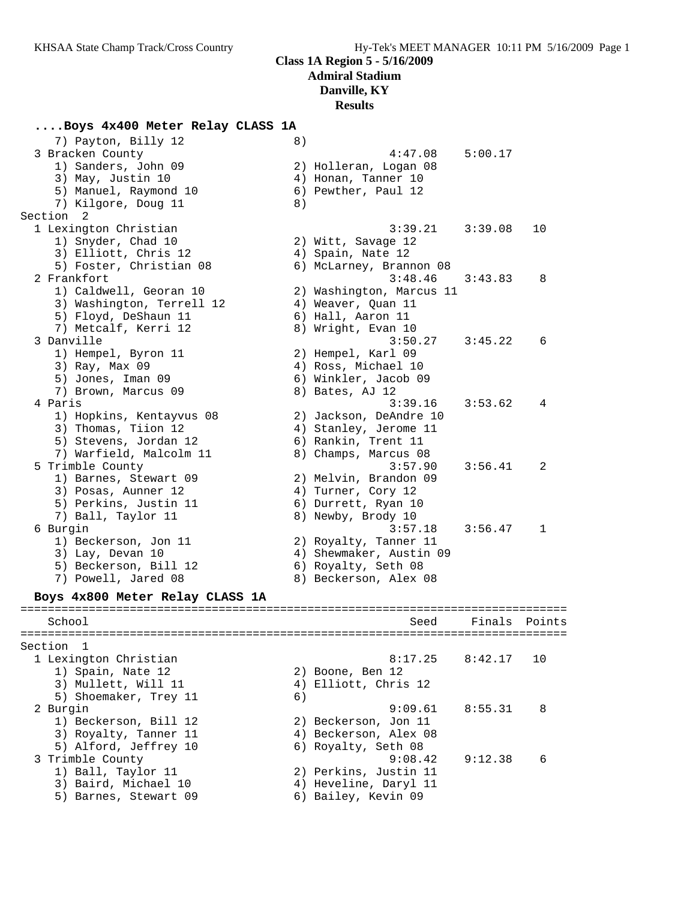# Class 1A Region 5 - 5/16/2009
## Admiral Stadium
## Danville, KY
## Results

### ....Boys 4x400 Meter Relay CLASS 1A

```
    7) Payton, Billy 12              8)
  3 Bracken County                              4:47.08    5:00.17
    1) Sanders, John 09              2) Holleran, Logan 08
    3) May, Justin 10                4) Honan, Tanner 10
    5) Manuel, Raymond 10            6) Pewther, Paul 12
    7) Kilgore, Doug 11              8)
Section  2
  1 Lexington Christian                         3:39.21    3:39.08   10
    1) Snyder, Chad 10               2) Witt, Savage 12
    3) Elliott, Chris 12             4) Spain, Nate 12
    5) Foster, Christian 08          6) McLarney, Brannon 08
  2 Frankfort                                   3:48.46    3:43.83    8
    1) Caldwell, Georan 10           2) Washington, Marcus 11
    3) Washington, Terrell 12        4) Weaver, Quan 11
    5) Floyd, DeShaun 11             6) Hall, Aaron 11
    7) Metcalf, Kerri 12             8) Wright, Evan 10
  3 Danville                                    3:50.27    3:45.22    6
    1) Hempel, Byron 11              2) Hempel, Karl 09
    3) Ray, Max 09                   4) Ross, Michael 10
    5) Jones, Iman 09                6) Winkler, Jacob 09
    7) Brown, Marcus 09              8) Bates, AJ 12
  4 Paris                                       3:39.16    3:53.62    4
    1) Hopkins, Kentayvus 08         2) Jackson, DeAndre 10
    3) Thomas, Tiion 12              4) Stanley, Jerome 11
    5) Stevens, Jordan 12            6) Rankin, Trent 11
    7) Warfield, Malcolm 11          8) Champs, Marcus 08
  5 Trimble County                              3:57.90    3:56.41    2
    1) Barnes, Stewart 09            2) Melvin, Brandon 09
    3) Posas, Aunner 12              4) Turner, Cory 12
    5) Perkins, Justin 11            6) Durrett, Ryan 10
    7) Ball, Taylor 11               8) Newby, Brody 10
  6 Burgin                                      3:57.18    3:56.47    1
    1) Beckerson, Jon 11             2) Royalty, Tanner 11
    3) Lay, Devan 10                 4) Shewmaker, Austin 09
    5) Beckerson, Bill 12            6) Royalty, Seth 08
    7) Powell, Jared 08              8) Beckerson, Alex 08
```

### Boys 4x800 Meter Relay CLASS 1A

```
================================================================================
    School                                        Seed     Finals  Points
================================================================================
Section  1
  1 Lexington Christian                         8:17.25    8:42.17   10
    1) Spain, Nate 12                2) Boone, Ben 12
    3) Mullett, Will 11              4) Elliott, Chris 12
    5) Shoemaker, Trey 11            6)
  2 Burgin                                      9:09.61    8:55.31    8
    1) Beckerson, Bill 12            2) Beckerson, Jon 11
    3) Royalty, Tanner 11            4) Beckerson, Alex 08
    5) Alford, Jeffrey 10            6) Royalty, Seth 08
  3 Trimble County                              9:08.42    9:12.38    6
    1) Ball, Taylor 11               2) Perkins, Justin 11
    3) Baird, Michael 10             4) Heveline, Daryl 11
    5) Barnes, Stewart 09            6) Bailey, Kevin 09
```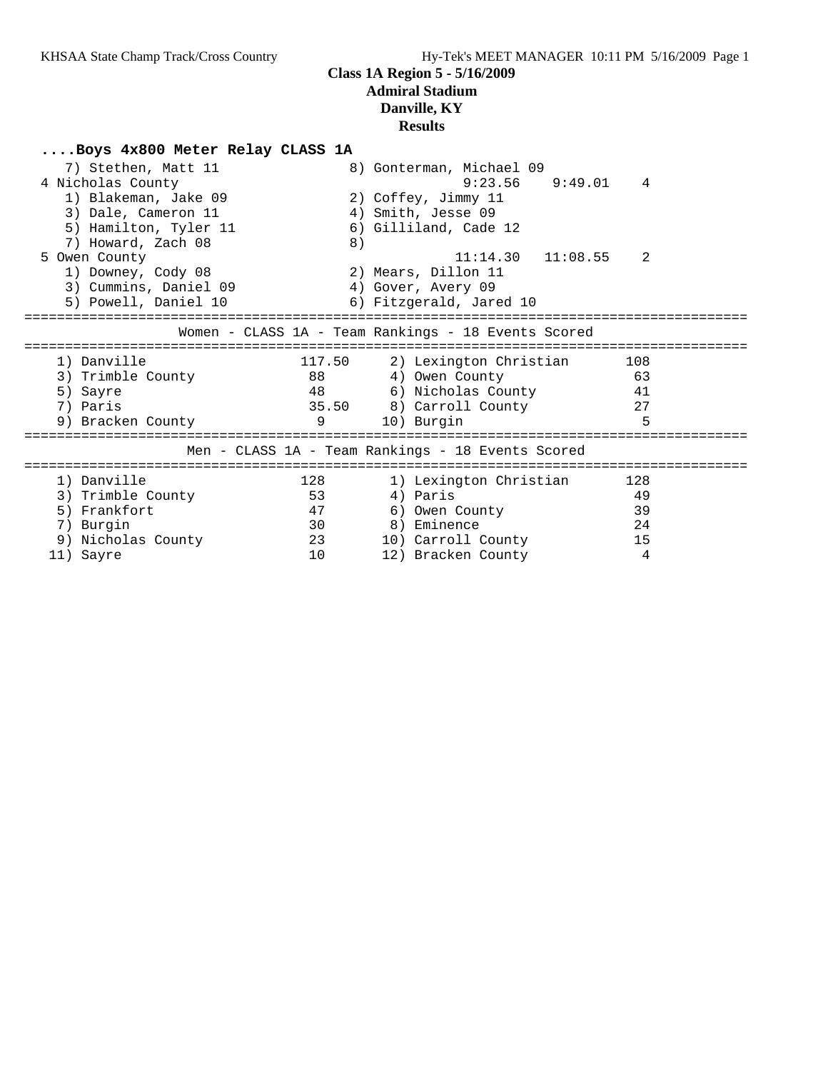**Class 1A Region 5 - 5/16/2009**
**Admiral Stadium**
**Danville, KY**
**Results**

### ....Boys 4x800 Meter Relay CLASS 1A

```
   7) Stethen, Matt 11               8) Gonterman, Michael 09
 4 Nicholas County                              9:23.56    9:49.01    4
   1) Blakeman, Jake 09              2) Coffey, Jimmy 11
   3) Dale, Cameron 11               4) Smith, Jesse 09
   5) Hamilton, Tyler 11             6) Gilliland, Cade 12
   7) Howard, Zach 08                8)
 5 Owen County                                 11:14.30   11:08.55    2
   1) Downey, Cody 08                2) Mears, Dillon 11
   3) Cummins, Daniel 09             4) Gover, Avery 09
   5) Powell, Daniel 10              6) Fitzgerald, Jared 10
```

### Women - CLASS 1A - Team Rankings - 18 Events Scored

| | | | |
|---|---|---|---|
| 1) Danville | 117.50 | 2) Lexington Christian | 108 |
| 3) Trimble County | 88 | 4) Owen County | 63 |
| 5) Sayre | 48 | 6) Nicholas County | 41 |
| 7) Paris | 35.50 | 8) Carroll County | 27 |
| 9) Bracken County | 9 | 10) Burgin | 5 |

### Men - CLASS 1A - Team Rankings - 18 Events Scored

| | | | |
|---|---|---|---|
| 1) Danville | 128 | 1) Lexington Christian | 128 |
| 3) Trimble County | 53 | 4) Paris | 49 |
| 5) Frankfort | 47 | 6) Owen County | 39 |
| 7) Burgin | 30 | 8) Eminence | 24 |
| 9) Nicholas County | 23 | 10) Carroll County | 15 |
| 11) Sayre | 10 | 12) Bracken County | 4 |